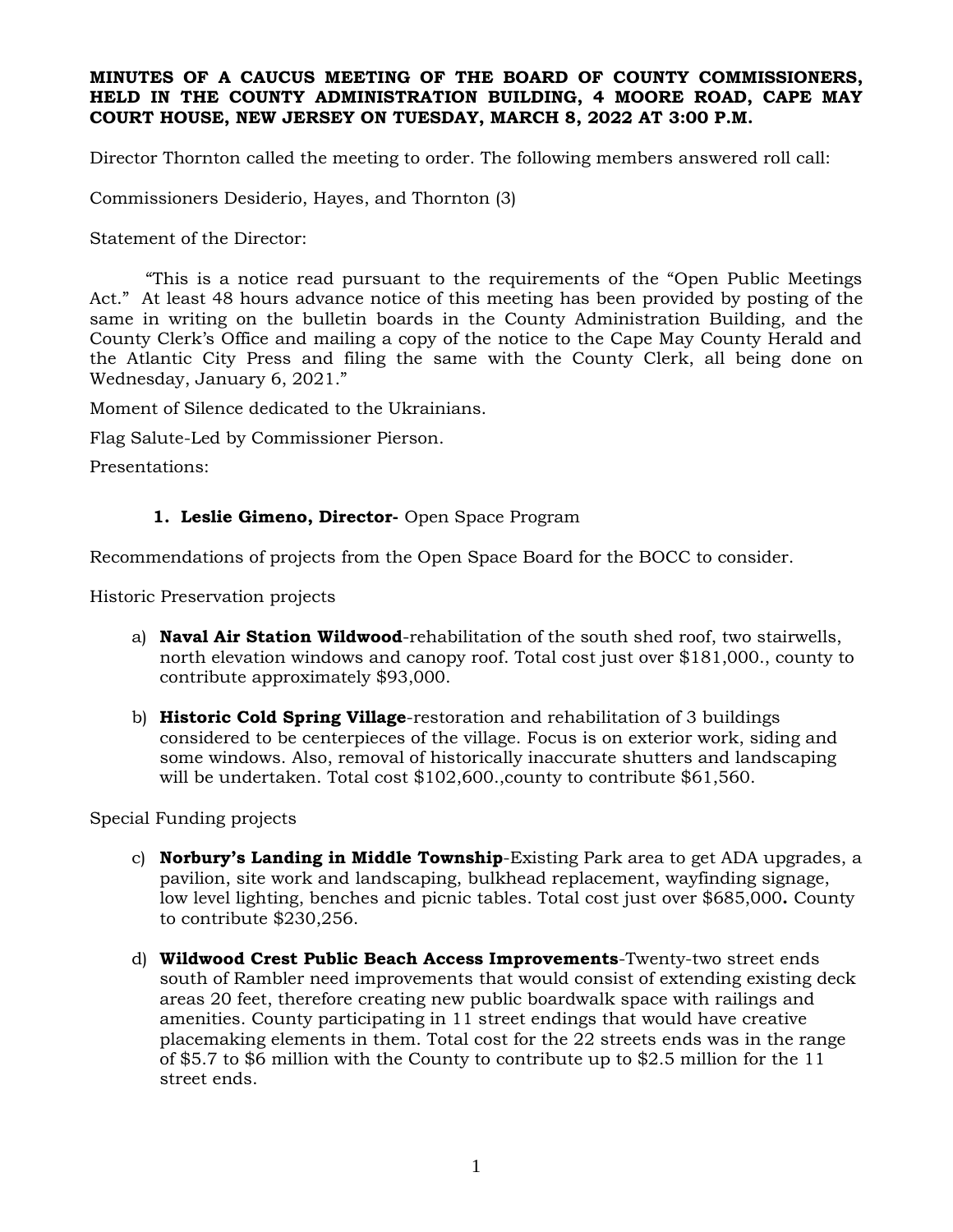**MINUTES OF A CAUCUS MEETING OF THE BOARD OF COUNTY COMMISSIONERS, HELD IN THE COUNTY ADMINISTRATION BUILDING, 4 MOORE ROAD, CAPE MAY COURT HOUSE, NEW JERSEY ON TUESDAY, MARCH 8, 2022 AT 3:00 P.M.**

Director Thornton called the meeting to order. The following members answered roll call:

Commissioners Desiderio, Hayes, and Thornton (3)

Statement of the Director:

"This is a notice read pursuant to the requirements of the "Open Public Meetings Act." At least 48 hours advance notice of this meeting has been provided by posting of the same in writing on the bulletin boards in the County Administration Building, and the County Clerk's Office and mailing a copy of the notice to the Cape May County Herald and the Atlantic City Press and filing the same with the County Clerk, all being done on Wednesday, January 6, 2021."

Moment of Silence dedicated to the Ukrainians.

Flag Salute-Led by Commissioner Pierson.

Presentations:

1. **Leslie Gimeno, Director-** Open Space Program

Recommendations of projects from the Open Space Board for the BOCC to consider.

Historic Preservation projects

a) **Naval Air Station Wildwood**-rehabilitation of the south shed roof, two stairwells, north elevation windows and canopy roof. Total cost just over $181,000., county to contribute approximately $93,000.

b) **Historic Cold Spring Village**-restoration and rehabilitation of 3 buildings considered to be centerpieces of the village. Focus is on exterior work, siding and some windows. Also, removal of historically inaccurate shutters and landscaping will be undertaken. Total cost $102,600.,county to contribute $61,560.

Special Funding projects

c) **Norbury's Landing in Middle Township**-Existing Park area to get ADA upgrades, a pavilion, site work and landscaping, bulkhead replacement, wayfinding signage, low level lighting, benches and picnic tables. Total cost just over $685,000**.** County to contribute $230,256.

d) **Wildwood Crest Public Beach Access Improvements**-Twenty-two street ends south of Rambler need improvements that would consist of extending existing deck areas 20 feet, therefore creating new public boardwalk space with railings and amenities. County participating in 11 street endings that would have creative placemaking elements in them. Total cost for the 22 streets ends was in the range of $5.7 to $6 million with the County to contribute up to $2.5 million for the 11 street ends.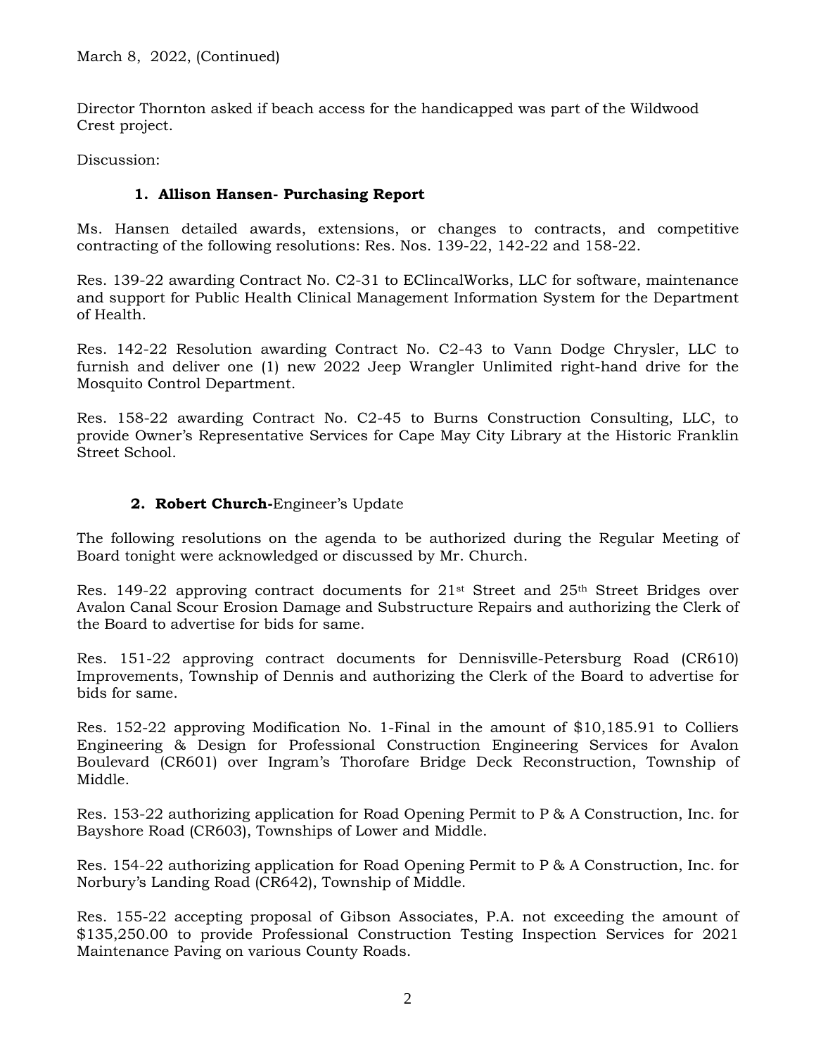March 8, 2022, (Continued)

Director Thornton asked if beach access for the handicapped was part of the Wildwood Crest project.

Discussion:

1. **Allison Hansen- Purchasing Report**

Ms. Hansen detailed awards, extensions, or changes to contracts, and competitive contracting of the following resolutions: Res. Nos. 139-22, 142-22 and 158-22.

Res. 139-22 awarding Contract No. C2-31 to EClincalWorks, LLC for software, maintenance and support for Public Health Clinical Management Information System for the Department of Health.

Res. 142-22 Resolution awarding Contract No. C2-43 to Vann Dodge Chrysler, LLC to furnish and deliver one (1) new 2022 Jeep Wrangler Unlimited right-hand drive for the Mosquito Control Department.

Res. 158-22 awarding Contract No. C2-45 to Burns Construction Consulting, LLC, to provide Owner's Representative Services for Cape May City Library at the Historic Franklin Street School.

2. **Robert Church-**Engineer's Update

The following resolutions on the agenda to be authorized during the Regular Meeting of Board tonight were acknowledged or discussed by Mr. Church.

Res. 149-22 approving contract documents for 21st Street and 25th Street Bridges over Avalon Canal Scour Erosion Damage and Substructure Repairs and authorizing the Clerk of the Board to advertise for bids for same.

Res. 151-22 approving contract documents for Dennisville-Petersburg Road (CR610) Improvements, Township of Dennis and authorizing the Clerk of the Board to advertise for bids for same.

Res. 152-22 approving Modification No. 1-Final in the amount of $10,185.91 to Colliers Engineering & Design for Professional Construction Engineering Services for Avalon Boulevard (CR601) over Ingram's Thorofare Bridge Deck Reconstruction, Township of Middle.

Res. 153-22 authorizing application for Road Opening Permit to P & A Construction, Inc. for Bayshore Road (CR603), Townships of Lower and Middle.

Res. 154-22 authorizing application for Road Opening Permit to P & A Construction, Inc. for Norbury's Landing Road (CR642), Township of Middle.

Res. 155-22 accepting proposal of Gibson Associates, P.A. not exceeding the amount of $135,250.00 to provide Professional Construction Testing Inspection Services for 2021 Maintenance Paving on various County Roads.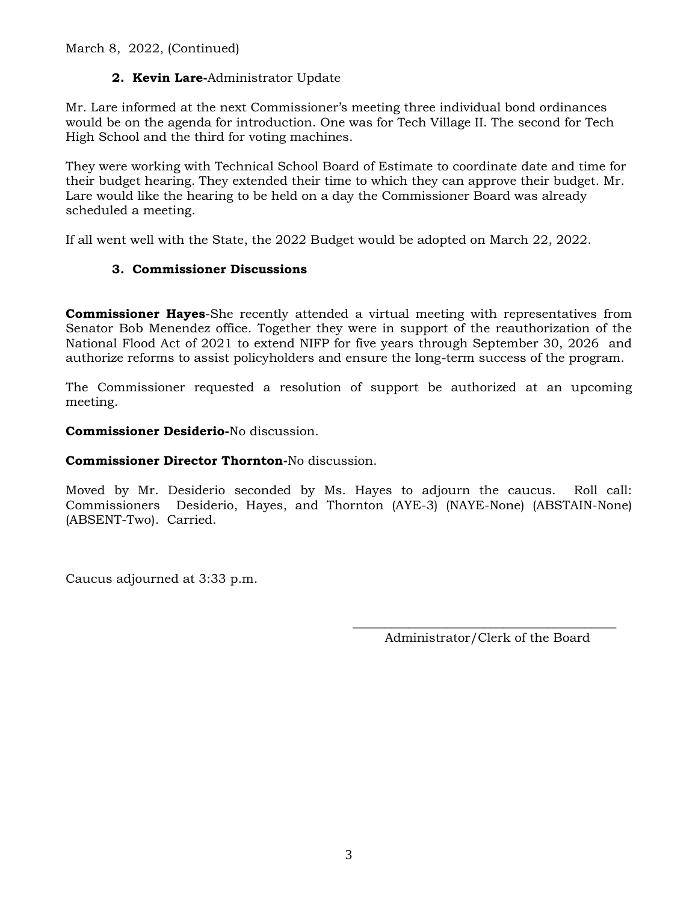March 8, 2022, (Continued)

2. **Kevin Lare-**Administrator Update

Mr. Lare informed at the next Commissioner's meeting three individual bond ordinances would be on the agenda for introduction. One was for Tech Village II. The second for Tech High School and the third for voting machines.

They were working with Technical School Board of Estimate to coordinate date and time for their budget hearing. They extended their time to which they can approve their budget. Mr. Lare would like the hearing to be held on a day the Commissioner Board was already scheduled a meeting.

If all went well with the State, the 2022 Budget would be adopted on March 22, 2022.

3. **Commissioner Discussions**

**Commissioner Hayes**-She recently attended a virtual meeting with representatives from Senator Bob Menendez office. Together they were in support of the reauthorization of the National Flood Act of 2021 to extend NIFP for five years through September 30, 2026 and authorize reforms to assist policyholders and ensure the long-term success of the program.

The Commissioner requested a resolution of support be authorized at an upcoming meeting.

**Commissioner Desiderio-**No discussion.

**Commissioner Director Thornton-**No discussion.

Moved by Mr. Desiderio seconded by Ms. Hayes to adjourn the caucus. Roll call: Commissioners Desiderio, Hayes, and Thornton (AYE-3) (NAYE-None) (ABSTAIN-None) (ABSENT-Two). Carried.

Caucus adjourned at 3:33 p.m.

\_\_\_\_\_\_\_\_\_\_\_\_\_\_\_\_\_\_\_\_\_\_\_\_\_\_\_\_\_\_\_\_\_\_\_\_\_\_\_\_

Administrator/Clerk of the Board